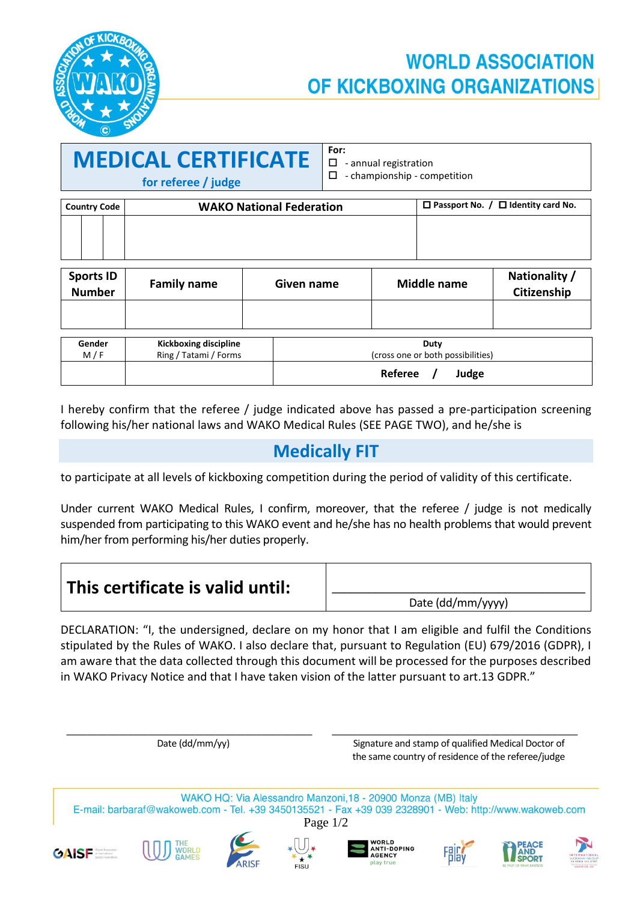# WORLD ASSOCIATION OF KICKBOXING ORGANIZATIONS

## MEDICAL CERTIFICATE

**for referee / judge**

**For:**
- ☐ - annual registration
- ☐ - championship - competition

| Country Code | | | WAKO National Federation | ☐ Passport No. / ☐ Identity card No. |
|---|---|---|---|---|
| | | | | |

| Sports ID Number | Family name | Given name | Middle name | Nationality / Citizenship |
|---|---|---|---|---|
| | | | | |

| Gender M / F | Kickboxing discipline Ring / Tatami / Forms | Duty (cross one or both possibilities) |
|---|---|---|
| | | **Referee / Judge** |

I hereby confirm that the referee / judge indicated above has passed a pre-participation screening following his/her national laws and WAKO Medical Rules (SEE PAGE TWO), and he/she is

## Medically FIT

to participate at all levels of kickboxing competition during the period of validity of this certificate.

Under current WAKO Medical Rules, I confirm, moreover, that the referee / judge is not medically suspended from participating to this WAKO event and he/she has no health problems that would prevent him/her from performing his/her duties properly.

| **This certificate is valid until:** | ______________________ Date (dd/mm/yyyy) |
|---|---|

DECLARATION: "I, the undersigned, declare on my honor that I am eligible and fulfil the Conditions stipulated by the Rules of WAKO. I also declare that, pursuant to Regulation (EU) 679/2016 (GDPR), I am aware that the data collected through this document will be processed for the purposes described in WAKO Privacy Notice and that I have taken vision of the latter pursuant to art.13 GDPR."

______________________________
Date (dd/mm/yy)

______________________________
Signature and stamp of qualified Medical Doctor of the same country of residence of the referee/judge

WAKO HQ: Via Alessandro Manzoni,18 - 20900 Monza (MB) Italy
E-mail: barbaraf@wakoweb.com - Tel. +39 3450135521 - Fax +39 039 2328901 - Web: http://www.wakoweb.com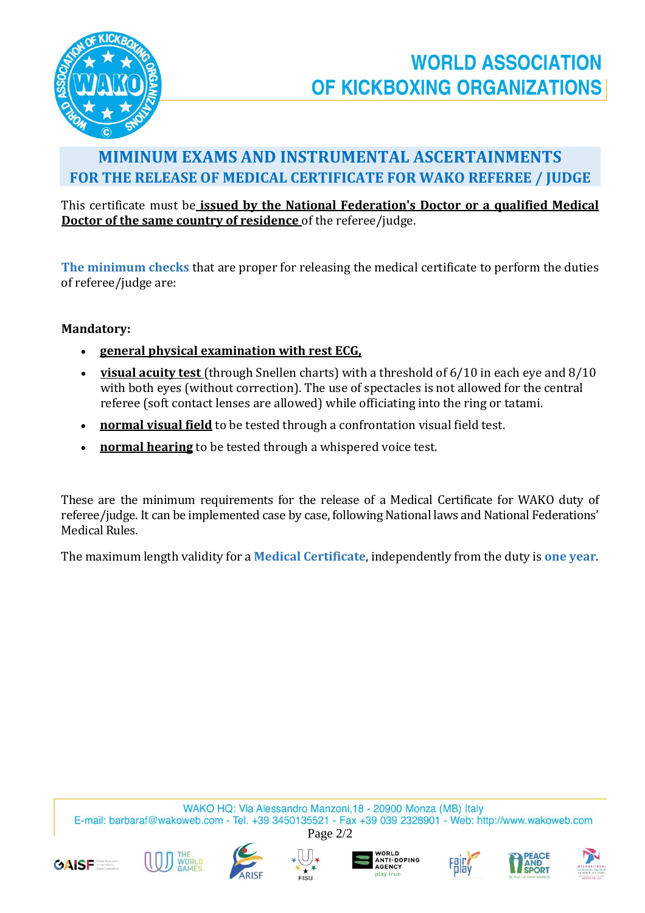# MIMINUM EXAMS AND INSTRUMENTAL ASCERTAINMENTS
## FOR THE RELEASE OF MEDICAL CERTIFICATE FOR WAKO REFEREE / JUDGE

This certificate must be **issued by the National Federation's Doctor or a qualified Medical Doctor of the same country of residence** of the referee/judge.

**The minimum checks** that are proper for releasing the medical certificate to perform the duties of referee/judge are:

**Mandatory:**

- **general physical examination with rest ECG,**
- **visual acuity test** (through Snellen charts) with a threshold of 6/10 in each eye and 8/10 with both eyes (without correction). The use of spectacles is not allowed for the central referee (soft contact lenses are allowed) while officiating into the ring or tatami.
- **normal visual field** to be tested through a confrontation visual field test.
- **normal hearing** to be tested through a whispered voice test.

These are the minimum requirements for the release of a Medical Certificate for WAKO duty of referee/judge. It can be implemented case by case, following National laws and National Federations' Medical Rules.

The maximum length validity for a **Medical Certificate**, independently from the duty is **one year**.